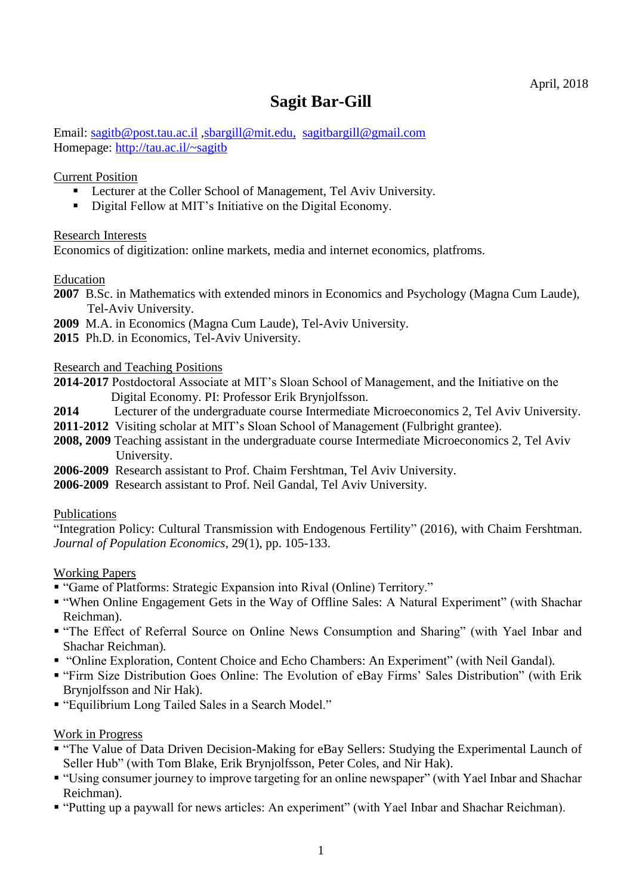April, 2018

# Sagit Bar-Gill

Email: sagitb@post.tau.ac.il ,sbargill@mit.edu, sagitbargill@gmail.com
Homepage: http://tau.ac.il/~sagitb

## Current Position

- Lecturer at the Coller School of Management, Tel Aviv University.
- Digital Fellow at MIT's Initiative on the Digital Economy.

## Research Interests

Economics of digitization: online markets, media and internet economics, platfroms.

## Education

**2007** B.Sc. in Mathematics with extended minors in Economics and Psychology (Magna Cum Laude), Tel-Aviv University.
**2009** M.A. in Economics (Magna Cum Laude), Tel-Aviv University.
**2015** Ph.D. in Economics, Tel-Aviv University.

## Research and Teaching Positions

**2014-2017** Postdoctoral Associate at MIT's Sloan School of Management, and the Initiative on the Digital Economy. PI: Professor Erik Brynjolfsson.
**2014** Lecturer of the undergraduate course Intermediate Microeconomics 2, Tel Aviv University.
**2011-2012** Visiting scholar at MIT's Sloan School of Management (Fulbright grantee).
**2008, 2009** Teaching assistant in the undergraduate course Intermediate Microeconomics 2, Tel Aviv University.
**2006-2009** Research assistant to Prof. Chaim Fershtman, Tel Aviv University.
**2006-2009** Research assistant to Prof. Neil Gandal, Tel Aviv University.

## Publications

"Integration Policy: Cultural Transmission with Endogenous Fertility" (2016), with Chaim Fershtman. *Journal of Population Economics*, 29(1), pp. 105-133.

## Working Papers

- "Game of Platforms: Strategic Expansion into Rival (Online) Territory."
- "When Online Engagement Gets in the Way of Offline Sales: A Natural Experiment" (with Shachar Reichman).
- "The Effect of Referral Source on Online News Consumption and Sharing" (with Yael Inbar and Shachar Reichman).
- "Online Exploration, Content Choice and Echo Chambers: An Experiment" (with Neil Gandal).
- "Firm Size Distribution Goes Online: The Evolution of eBay Firms' Sales Distribution" (with Erik Brynjolfsson and Nir Hak).
- "Equilibrium Long Tailed Sales in a Search Model."

## Work in Progress

- "The Value of Data Driven Decision-Making for eBay Sellers: Studying the Experimental Launch of Seller Hub" (with Tom Blake, Erik Brynjolfsson, Peter Coles, and Nir Hak).
- "Using consumer journey to improve targeting for an online newspaper" (with Yael Inbar and Shachar Reichman).
- "Putting up a paywall for news articles: An experiment" (with Yael Inbar and Shachar Reichman).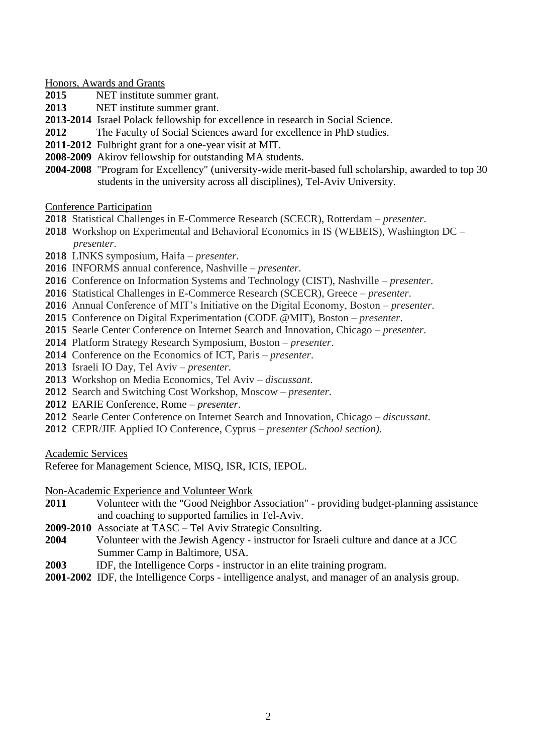Honors, Awards and Grants

**2015** NET institute summer grant.

**2013** NET institute summer grant.

**2013-2014** Israel Polack fellowship for excellence in research in Social Science.

**2012** The Faculty of Social Sciences award for excellence in PhD studies.

**2011-2012** Fulbright grant for a one-year visit at MIT.

**2008-2009** Akirov fellowship for outstanding MA students.

**2004-2008** "Program for Excellency" (university-wide merit-based full scholarship, awarded to top 30 students in the university across all disciplines), Tel-Aviv University.

Conference Participation

**2018** Statistical Challenges in E-Commerce Research (SCECR), Rotterdam – *presenter*.

**2018** Workshop on Experimental and Behavioral Economics in IS (WEBEIS), Washington DC – *presenter*.

**2018** LINKS symposium, Haifa – *presenter*.

**2016** INFORMS annual conference, Nashville – *presenter*.

**2016** Conference on Information Systems and Technology (CIST), Nashville – *presenter*.

**2016** Statistical Challenges in E-Commerce Research (SCECR), Greece – *presenter*.

**2016** Annual Conference of MIT's Initiative on the Digital Economy, Boston – *presenter*.

**2015** Conference on Digital Experimentation (CODE @MIT), Boston – *presenter*.

**2015** Searle Center Conference on Internet Search and Innovation, Chicago – *presenter*.

**2014** Platform Strategy Research Symposium, Boston – *presenter*.

**2014** Conference on the Economics of ICT, Paris – *presenter*.

**2013** Israeli IO Day, Tel Aviv – *presenter*.

**2013** Workshop on Media Economics, Tel Aviv – *discussant*.

**2012** Search and Switching Cost Workshop, Moscow – *presenter*.

**2012** EARIE Conference, Rome – *presenter*.

**2012** Searle Center Conference on Internet Search and Innovation, Chicago – *discussant*.

**2012** CEPR/JIE Applied IO Conference, Cyprus – *presenter (School section)*.

Academic Services

Referee for Management Science, MISQ, ISR, ICIS, IEPOL.

Non-Academic Experience and Volunteer Work

**2011** Volunteer with the "Good Neighbor Association" - providing budget-planning assistance and coaching to supported families in Tel-Aviv.

**2009-2010** Associate at TASC – Tel Aviv Strategic Consulting.

**2004** Volunteer with the Jewish Agency - instructor for Israeli culture and dance at a JCC Summer Camp in Baltimore, USA.

**2003** IDF, the Intelligence Corps - instructor in an elite training program.

**2001-2002** IDF, the Intelligence Corps - intelligence analyst, and manager of an analysis group.